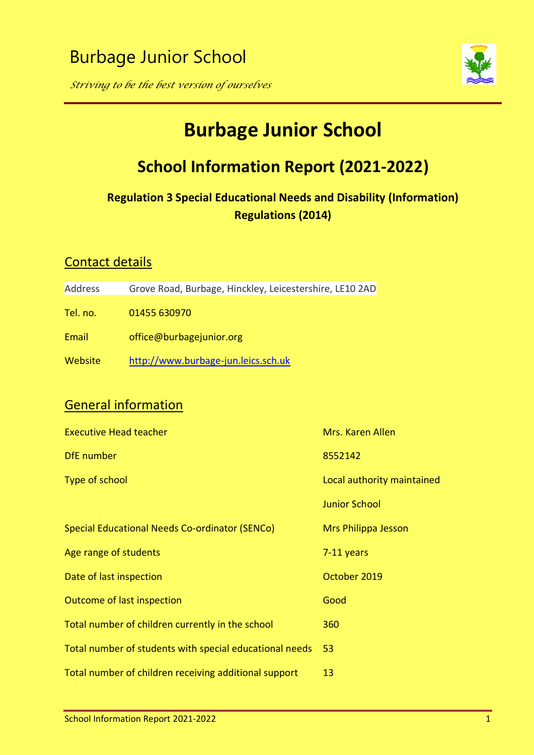Burbage Junior School

*Striving to be the best version of ourselves*

# Burbage Junior School

## School Information Report (2021-2022)

### Regulation 3 Special Educational Needs and Disability (Information) Regulations (2014)

## Contact details

| | |
|---|---|
| Address | Grove Road, Burbage, Hinckley, Leicestershire, LE10 2AD |
| Tel. no. | 01455 630970 |
| Email | office@burbagejunior.org |
| Website | http://www.burbage-jun.leics.sch.uk |

## General information

| | |
|---|---|
| Executive Head teacher | Mrs. Karen Allen |
| DfE number | 8552142 |
| Type of school | Local authority maintained<br>Junior School |
| Special Educational Needs Co-ordinator (SENCo) | Mrs Philippa Jesson |
| Age range of students | 7-11 years |
| Date of last inspection | October 2019 |
| Outcome of last inspection | Good |
| Total number of children currently in the school | 360 |
| Total number of students with special educational needs | 53 |
| Total number of children receiving additional support | 13 |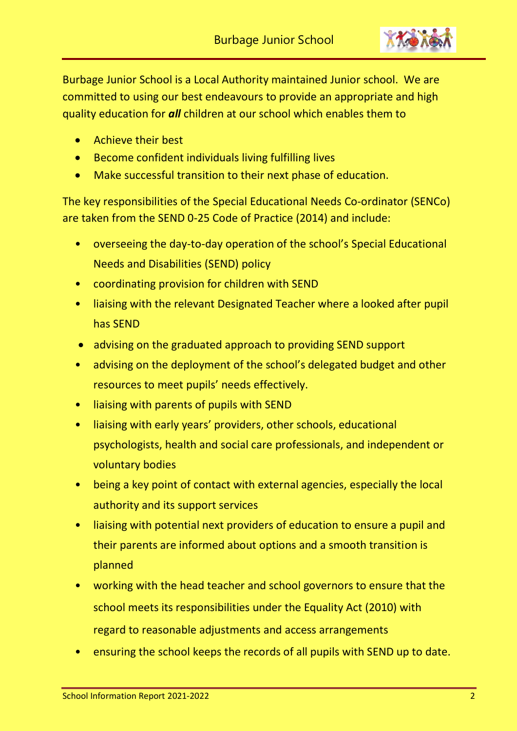Burbage Junior School is a Local Authority maintained Junior school. We are committed to using our best endeavours to provide an appropriate and high quality education for ***all*** children at our school which enables them to

- Achieve their best
- Become confident individuals living fulfilling lives
- Make successful transition to their next phase of education.

The key responsibilities of the Special Educational Needs Co-ordinator (SENCo) are taken from the SEND 0-25 Code of Practice (2014) and include:

- overseeing the day-to-day operation of the school's Special Educational Needs and Disabilities (SEND) policy
- coordinating provision for children with SEND
- liaising with the relevant Designated Teacher where a looked after pupil has SEND
- advising on the graduated approach to providing SEND support
- advising on the deployment of the school's delegated budget and other resources to meet pupils' needs effectively.
- liaising with parents of pupils with SEND
- liaising with early years' providers, other schools, educational psychologists, health and social care professionals, and independent or voluntary bodies
- being a key point of contact with external agencies, especially the local authority and its support services
- liaising with potential next providers of education to ensure a pupil and their parents are informed about options and a smooth transition is planned
- working with the head teacher and school governors to ensure that the school meets its responsibilities under the Equality Act (2010) with regard to reasonable adjustments and access arrangements
- ensuring the school keeps the records of all pupils with SEND up to date.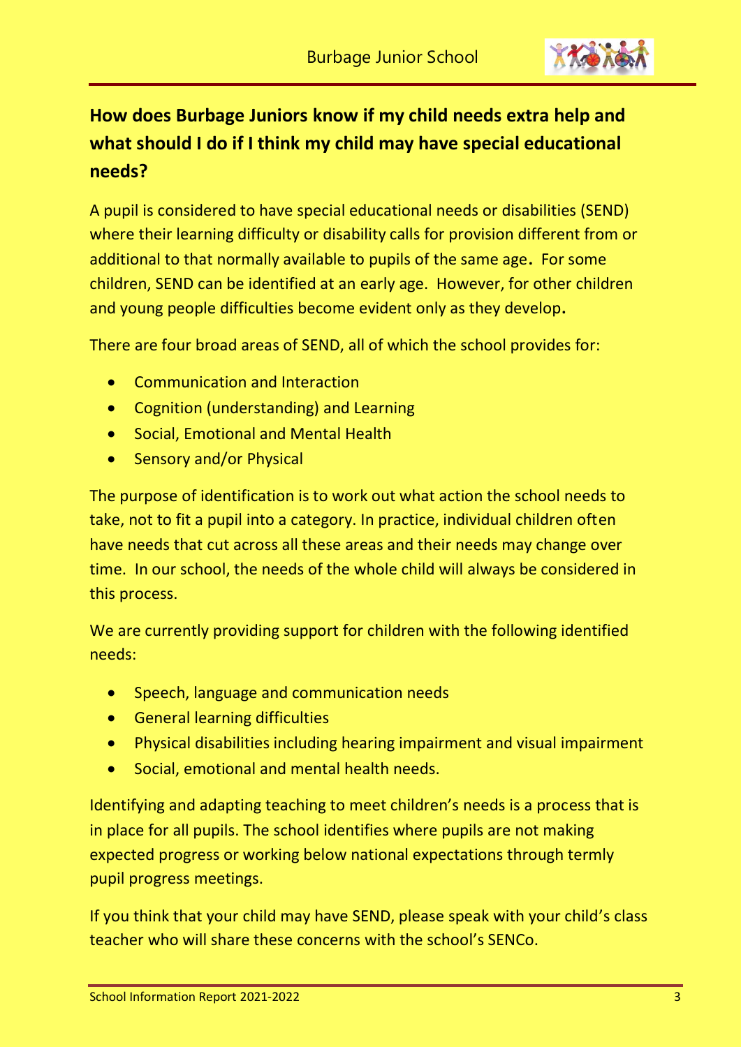## How does Burbage Juniors know if my child needs extra help and what should I do if I think my child may have special educational needs?

A pupil is considered to have special educational needs or disabilities (SEND) where their learning difficulty or disability calls for provision different from or additional to that normally available to pupils of the same age. For some children, SEND can be identified at an early age. However, for other children and young people difficulties become evident only as they develop.

There are four broad areas of SEND, all of which the school provides for:

- Communication and Interaction
- Cognition (understanding) and Learning
- Social, Emotional and Mental Health
- Sensory and/or Physical

The purpose of identification is to work out what action the school needs to take, not to fit a pupil into a category. In practice, individual children often have needs that cut across all these areas and their needs may change over time. In our school, the needs of the whole child will always be considered in this process.

We are currently providing support for children with the following identified needs:

- Speech, language and communication needs
- General learning difficulties
- Physical disabilities including hearing impairment and visual impairment
- Social, emotional and mental health needs.

Identifying and adapting teaching to meet children's needs is a process that is in place for all pupils. The school identifies where pupils are not making expected progress or working below national expectations through termly pupil progress meetings.

If you think that your child may have SEND, please speak with your child's class teacher who will share these concerns with the school's SENCo.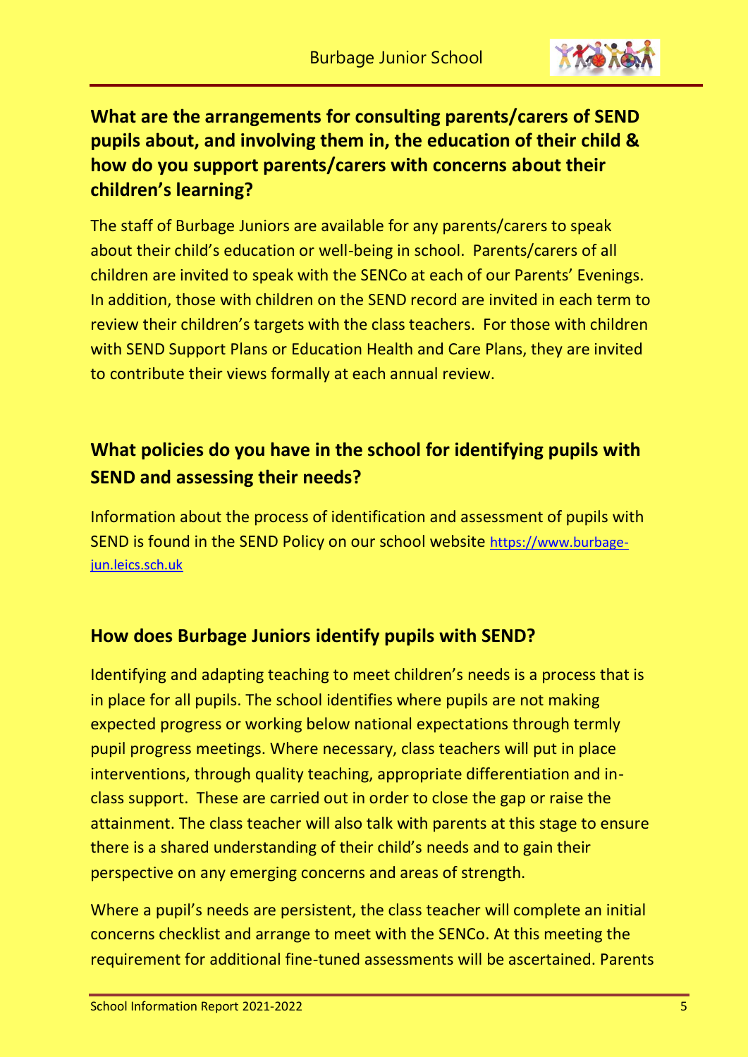## What are the arrangements for consulting parents/carers of SEND pupils about, and involving them in, the education of their child & how do you support parents/carers with concerns about their children's learning?

The staff of Burbage Juniors are available for any parents/carers to speak about their child's education or well-being in school. Parents/carers of all children are invited to speak with the SENCo at each of our Parents' Evenings. In addition, those with children on the SEND record are invited in each term to review their children's targets with the class teachers. For those with children with SEND Support Plans or Education Health and Care Plans, they are invited to contribute their views formally at each annual review.

## What policies do you have in the school for identifying pupils with SEND and assessing their needs?

Information about the process of identification and assessment of pupils with SEND is found in the SEND Policy on our school website [https://www.burbage-jun.leics.sch.uk](https://www.burbage-jun.leics.sch.uk)

## How does Burbage Juniors identify pupils with SEND?

Identifying and adapting teaching to meet children's needs is a process that is in place for all pupils. The school identifies where pupils are not making expected progress or working below national expectations through termly pupil progress meetings. Where necessary, class teachers will put in place interventions, through quality teaching, appropriate differentiation and in-class support. These are carried out in order to close the gap or raise the attainment. The class teacher will also talk with parents at this stage to ensure there is a shared understanding of their child's needs and to gain their perspective on any emerging concerns and areas of strength.

Where a pupil's needs are persistent, the class teacher will complete an initial concerns checklist and arrange to meet with the SENCo. At this meeting the requirement for additional fine-tuned assessments will be ascertained. Parents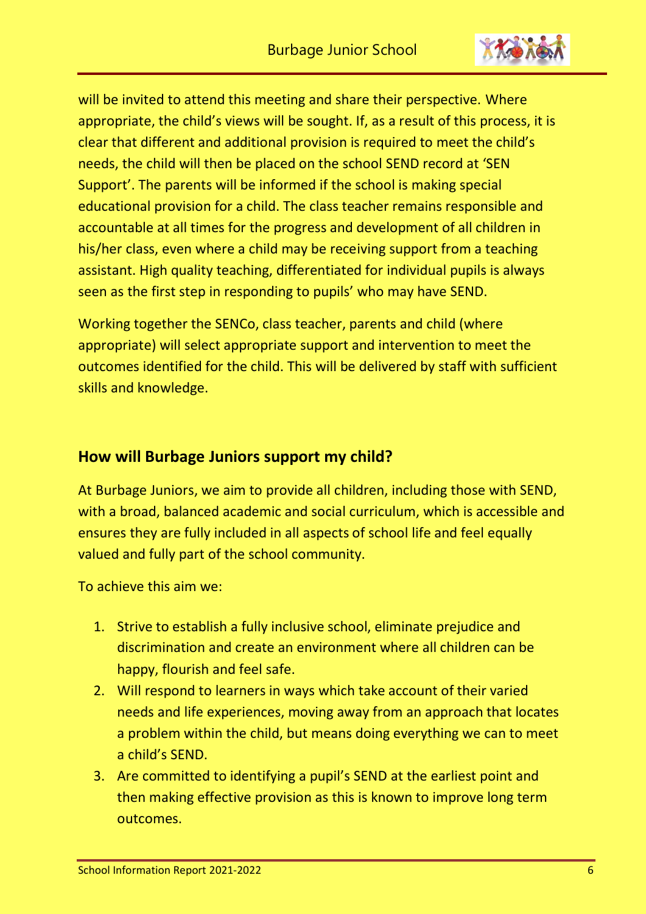will be invited to attend this meeting and share their perspective. Where appropriate, the child's views will be sought. If, as a result of this process, it is clear that different and additional provision is required to meet the child's needs, the child will then be placed on the school SEND record at 'SEN Support'. The parents will be informed if the school is making special educational provision for a child. The class teacher remains responsible and accountable at all times for the progress and development of all children in his/her class, even where a child may be receiving support from a teaching assistant. High quality teaching, differentiated for individual pupils is always seen as the first step in responding to pupils' who may have SEND.

Working together the SENCo, class teacher, parents and child (where appropriate) will select appropriate support and intervention to meet the outcomes identified for the child. This will be delivered by staff with sufficient skills and knowledge.

## How will Burbage Juniors support my child?

At Burbage Juniors, we aim to provide all children, including those with SEND, with a broad, balanced academic and social curriculum, which is accessible and ensures they are fully included in all aspects of school life and feel equally valued and fully part of the school community.

To achieve this aim we:

1. Strive to establish a fully inclusive school, eliminate prejudice and discrimination and create an environment where all children can be happy, flourish and feel safe.
2. Will respond to learners in ways which take account of their varied needs and life experiences, moving away from an approach that locates a problem within the child, but means doing everything we can to meet a child's SEND.
3. Are committed to identifying a pupil's SEND at the earliest point and then making effective provision as this is known to improve long term outcomes.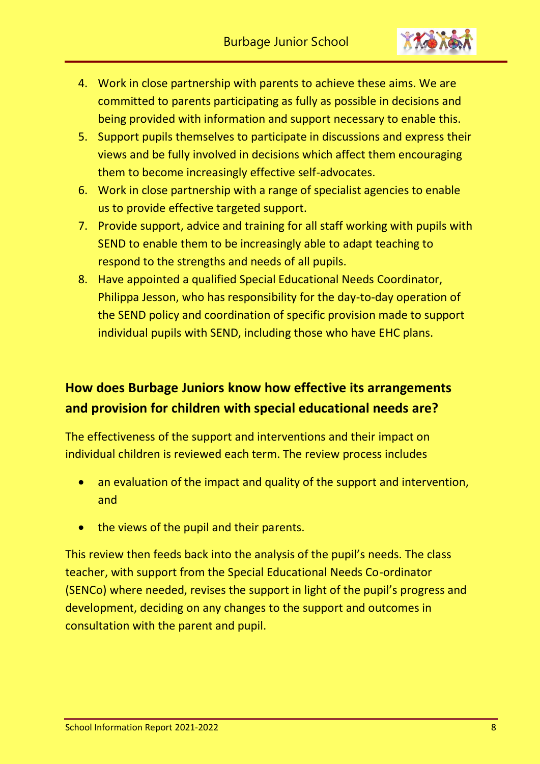4. Work in close partnership with parents to achieve these aims. We are committed to parents participating as fully as possible in decisions and being provided with information and support necessary to enable this.
5. Support pupils themselves to participate in discussions and express their views and be fully involved in decisions which affect them encouraging them to become increasingly effective self-advocates.
6. Work in close partnership with a range of specialist agencies to enable us to provide effective targeted support.
7. Provide support, advice and training for all staff working with pupils with SEND to enable them to be increasingly able to adapt teaching to respond to the strengths and needs of all pupils.
8. Have appointed a qualified Special Educational Needs Coordinator, Philippa Jesson, who has responsibility for the day-to-day operation of the SEND policy and coordination of specific provision made to support individual pupils with SEND, including those who have EHC plans.

## How does Burbage Juniors know how effective its arrangements and provision for children with special educational needs are?

The effectiveness of the support and interventions and their impact on individual children is reviewed each term. The review process includes

- an evaluation of the impact and quality of the support and intervention, and
- the views of the pupil and their parents.

This review then feeds back into the analysis of the pupil's needs. The class teacher, with support from the Special Educational Needs Co-ordinator (SENCo) where needed, revises the support in light of the pupil's progress and development, deciding on any changes to the support and outcomes in consultation with the parent and pupil.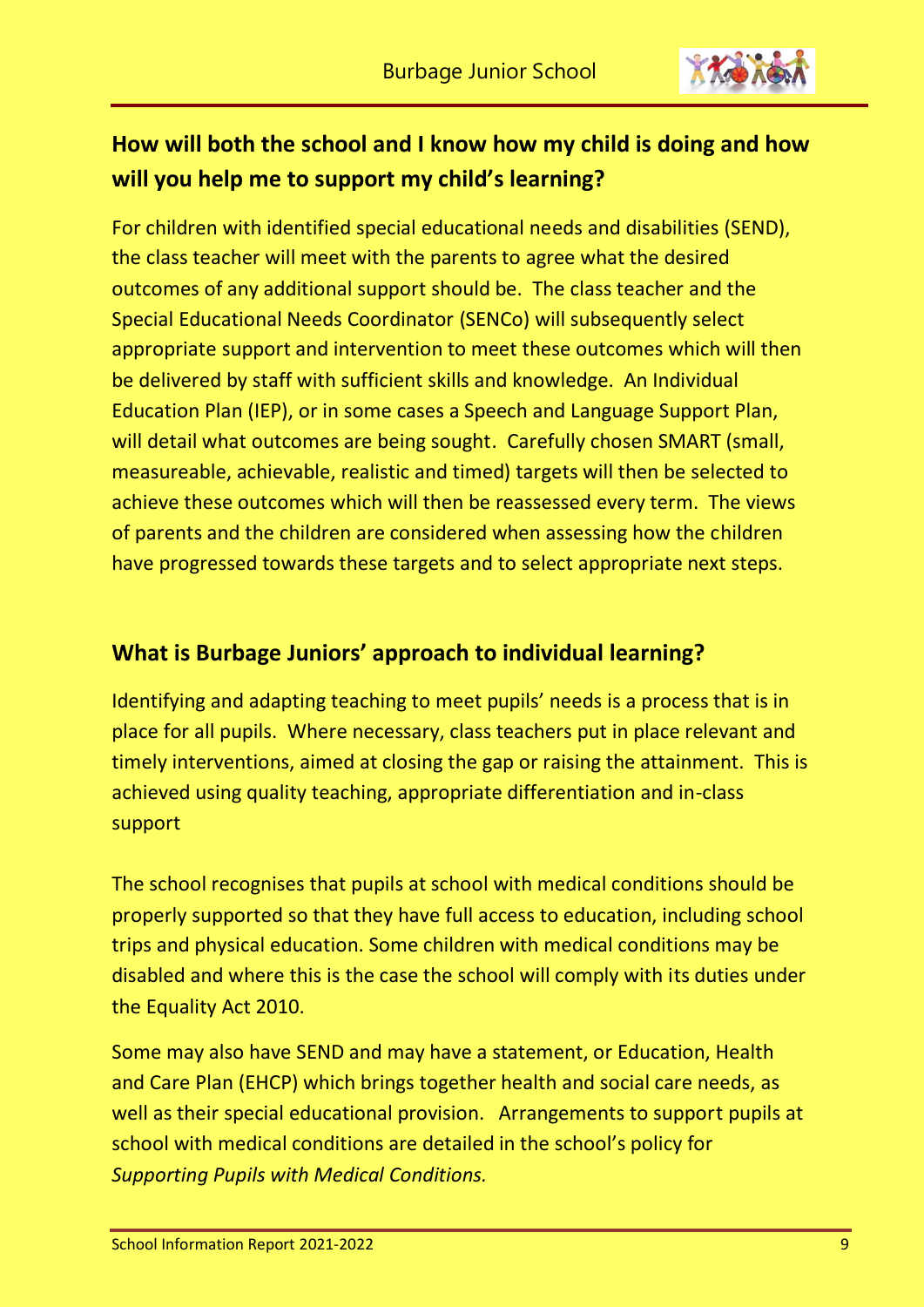## How will both the school and I know how my child is doing and how will you help me to support my child's learning?

For children with identified special educational needs and disabilities (SEND), the class teacher will meet with the parents to agree what the desired outcomes of any additional support should be. The class teacher and the Special Educational Needs Coordinator (SENCo) will subsequently select appropriate support and intervention to meet these outcomes which will then be delivered by staff with sufficient skills and knowledge. An Individual Education Plan (IEP), or in some cases a Speech and Language Support Plan, will detail what outcomes are being sought. Carefully chosen SMART (small, measureable, achievable, realistic and timed) targets will then be selected to achieve these outcomes which will then be reassessed every term. The views of parents and the children are considered when assessing how the children have progressed towards these targets and to select appropriate next steps.

## What is Burbage Juniors' approach to individual learning?

Identifying and adapting teaching to meet pupils' needs is a process that is in place for all pupils. Where necessary, class teachers put in place relevant and timely interventions, aimed at closing the gap or raising the attainment. This is achieved using quality teaching, appropriate differentiation and in-class support

The school recognises that pupils at school with medical conditions should be properly supported so that they have full access to education, including school trips and physical education. Some children with medical conditions may be disabled and where this is the case the school will comply with its duties under the Equality Act 2010.

Some may also have SEND and may have a statement, or Education, Health and Care Plan (EHCP) which brings together health and social care needs, as well as their special educational provision. Arrangements to support pupils at school with medical conditions are detailed in the school's policy for *Supporting Pupils with Medical Conditions.*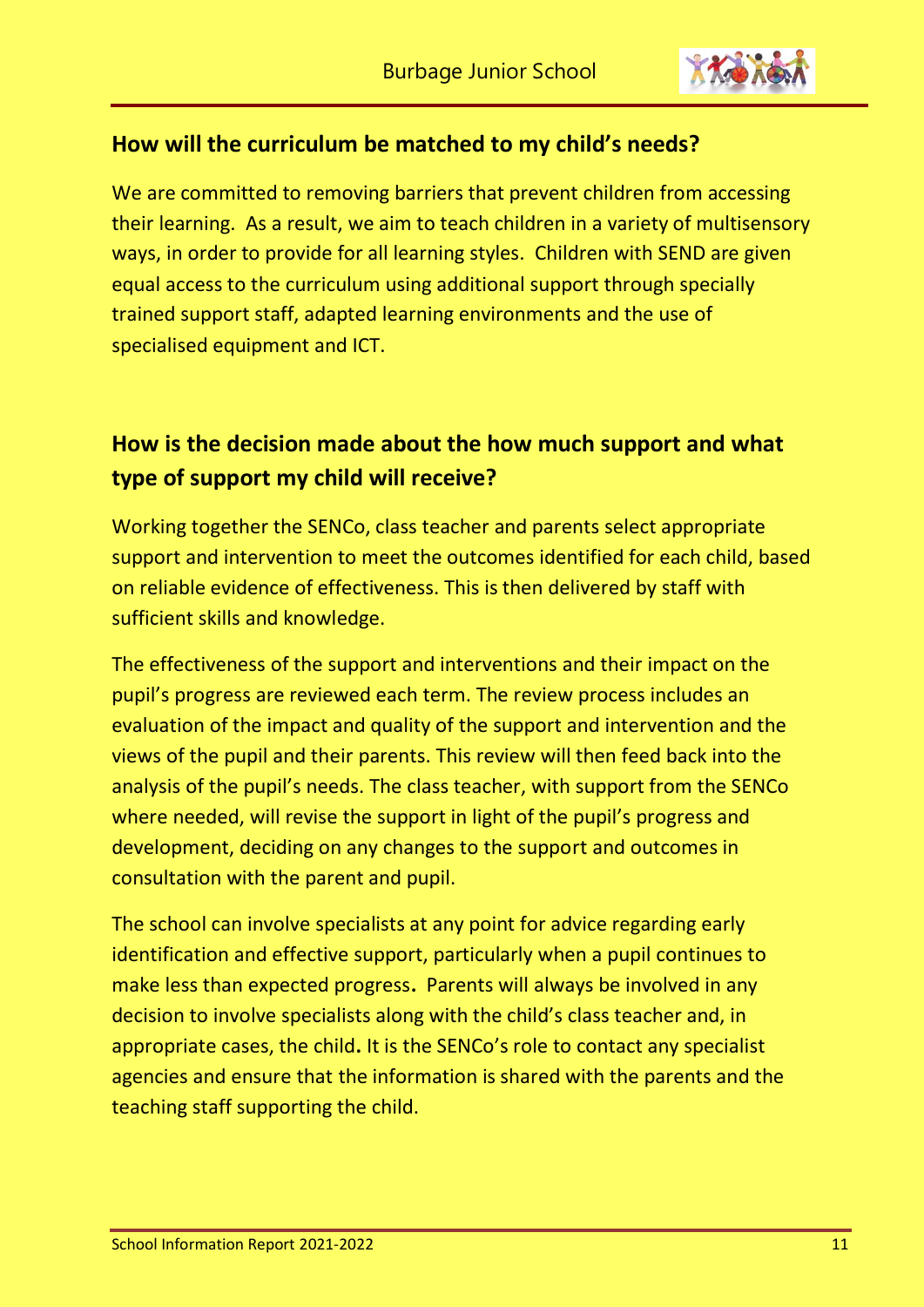## How will the curriculum be matched to my child's needs?

We are committed to removing barriers that prevent children from accessing their learning. As a result, we aim to teach children in a variety of multisensory ways, in order to provide for all learning styles. Children with SEND are given equal access to the curriculum using additional support through specially trained support staff, adapted learning environments and the use of specialised equipment and ICT.

## How is the decision made about the how much support and what type of support my child will receive?

Working together the SENCo, class teacher and parents select appropriate support and intervention to meet the outcomes identified for each child, based on reliable evidence of effectiveness. This is then delivered by staff with sufficient skills and knowledge.

The effectiveness of the support and interventions and their impact on the pupil's progress are reviewed each term. The review process includes an evaluation of the impact and quality of the support and intervention and the views of the pupil and their parents. This review will then feed back into the analysis of the pupil's needs. The class teacher, with support from the SENCo where needed, will revise the support in light of the pupil's progress and development, deciding on any changes to the support and outcomes in consultation with the parent and pupil.

The school can involve specialists at any point for advice regarding early identification and effective support, particularly when a pupil continues to make less than expected progress. Parents will always be involved in any decision to involve specialists along with the child's class teacher and, in appropriate cases, the child. It is the SENCo's role to contact any specialist agencies and ensure that the information is shared with the parents and the teaching staff supporting the child.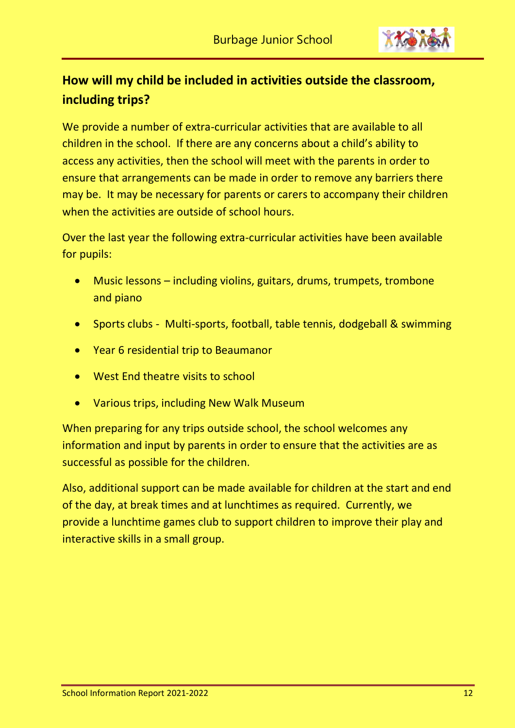## How will my child be included in activities outside the classroom, including trips?

We provide a number of extra-curricular activities that are available to all children in the school. If there are any concerns about a child's ability to access any activities, then the school will meet with the parents in order to ensure that arrangements can be made in order to remove any barriers there may be. It may be necessary for parents or carers to accompany their children when the activities are outside of school hours.

Over the last year the following extra-curricular activities have been available for pupils:

- Music lessons – including violins, guitars, drums, trumpets, trombone and piano
- Sports clubs - Multi-sports, football, table tennis, dodgeball & swimming
- Year 6 residential trip to Beaumanor
- West End theatre visits to school
- Various trips, including New Walk Museum

When preparing for any trips outside school, the school welcomes any information and input by parents in order to ensure that the activities are as successful as possible for the children.

Also, additional support can be made available for children at the start and end of the day, at break times and at lunchtimes as required. Currently, we provide a lunchtime games club to support children to improve their play and interactive skills in a small group.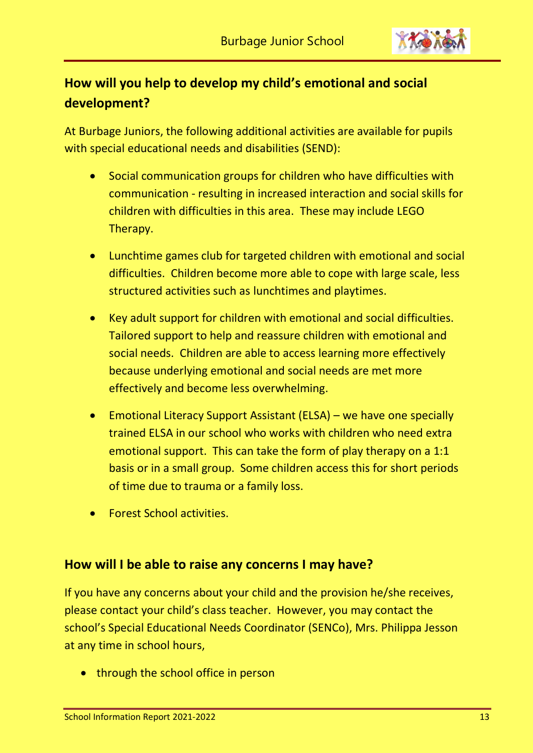## How will you help to develop my child's emotional and social development?

At Burbage Juniors, the following additional activities are available for pupils with special educational needs and disabilities (SEND):

- Social communication groups for children who have difficulties with communication - resulting in increased interaction and social skills for children with difficulties in this area. These may include LEGO Therapy.
- Lunchtime games club for targeted children with emotional and social difficulties. Children become more able to cope with large scale, less structured activities such as lunchtimes and playtimes.
- Key adult support for children with emotional and social difficulties. Tailored support to help and reassure children with emotional and social needs. Children are able to access learning more effectively because underlying emotional and social needs are met more effectively and become less overwhelming.
- Emotional Literacy Support Assistant (ELSA) – we have one specially trained ELSA in our school who works with children who need extra emotional support. This can take the form of play therapy on a 1:1 basis or in a small group. Some children access this for short periods of time due to trauma or a family loss.
- Forest School activities.

## How will I be able to raise any concerns I may have?

If you have any concerns about your child and the provision he/she receives, please contact your child's class teacher. However, you may contact the school's Special Educational Needs Coordinator (SENCo), Mrs. Philippa Jesson at any time in school hours,

- through the school office in person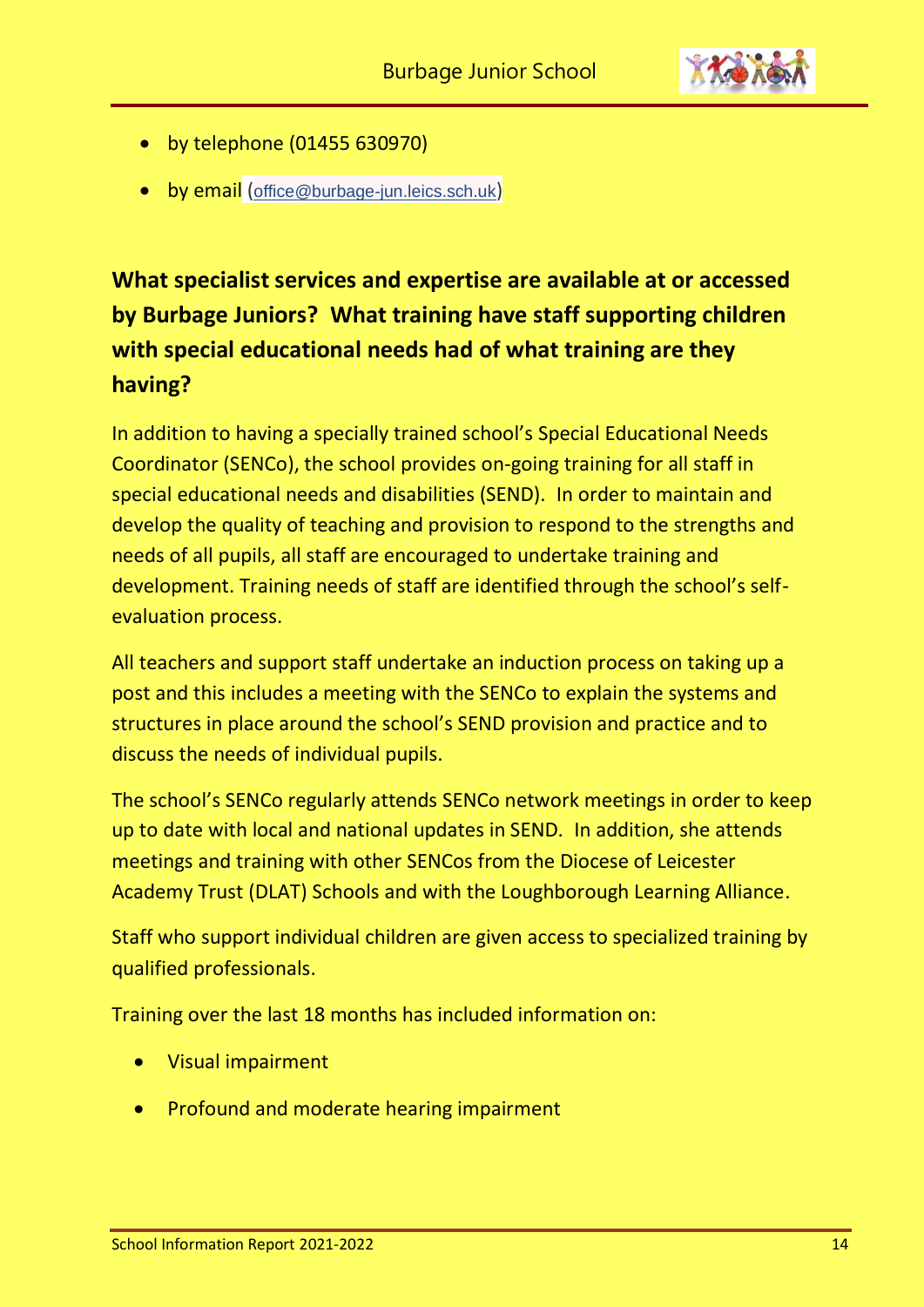- by telephone (01455 630970)
- by email (office@burbage-jun.leics.sch.uk)

## What specialist services and expertise are available at or accessed by Burbage Juniors? What training have staff supporting children with special educational needs had of what training are they having?

In addition to having a specially trained school's Special Educational Needs Coordinator (SENCo), the school provides on-going training for all staff in special educational needs and disabilities (SEND). In order to maintain and develop the quality of teaching and provision to respond to the strengths and needs of all pupils, all staff are encouraged to undertake training and development. Training needs of staff are identified through the school's self-evaluation process.

All teachers and support staff undertake an induction process on taking up a post and this includes a meeting with the SENCo to explain the systems and structures in place around the school's SEND provision and practice and to discuss the needs of individual pupils.

The school's SENCo regularly attends SENCo network meetings in order to keep up to date with local and national updates in SEND. In addition, she attends meetings and training with other SENCos from the Diocese of Leicester Academy Trust (DLAT) Schools and with the Loughborough Learning Alliance.

Staff who support individual children are given access to specialized training by qualified professionals.

Training over the last 18 months has included information on:

- Visual impairment
- Profound and moderate hearing impairment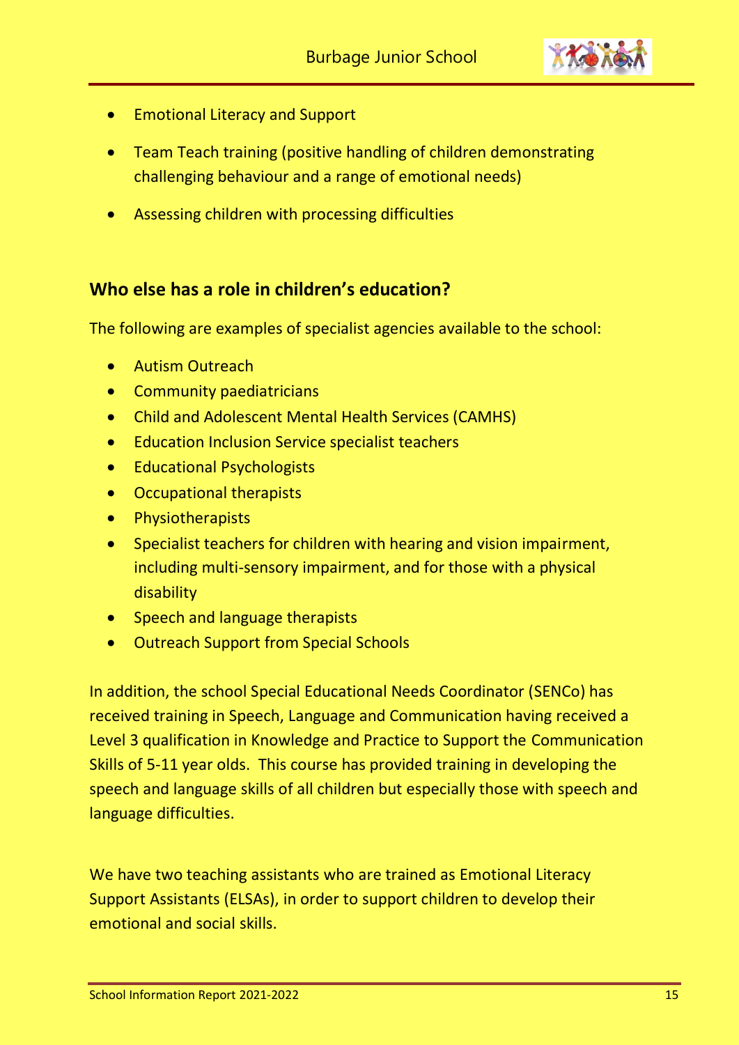- Emotional Literacy and Support
- Team Teach training (positive handling of children demonstrating challenging behaviour and a range of emotional needs)
- Assessing children with processing difficulties

## Who else has a role in children's education?

The following are examples of specialist agencies available to the school:

- Autism Outreach
- Community paediatricians
- Child and Adolescent Mental Health Services (CAMHS)
- Education Inclusion Service specialist teachers
- Educational Psychologists
- Occupational therapists
- Physiotherapists
- Specialist teachers for children with hearing and vision impairment, including multi-sensory impairment, and for those with a physical disability
- Speech and language therapists
- Outreach Support from Special Schools

In addition, the school Special Educational Needs Coordinator (SENCo) has received training in Speech, Language and Communication having received a Level 3 qualification in Knowledge and Practice to Support the Communication Skills of 5-11 year olds. This course has provided training in developing the speech and language skills of all children but especially those with speech and language difficulties.

We have two teaching assistants who are trained as Emotional Literacy Support Assistants (ELSAs), in order to support children to develop their emotional and social skills.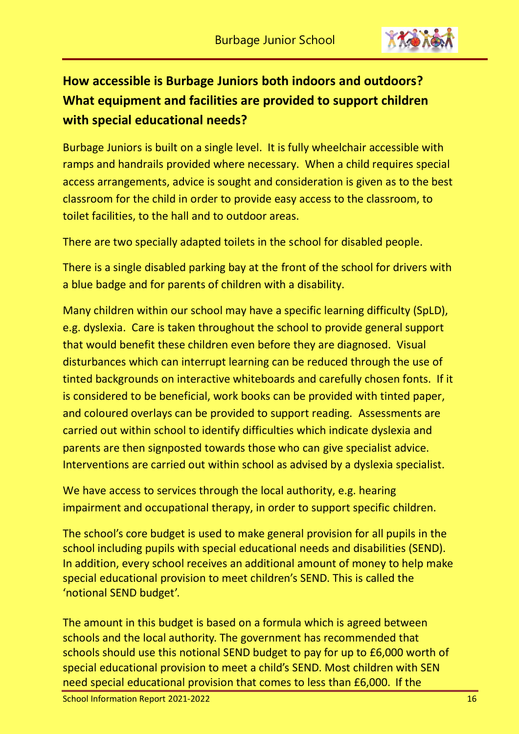## How accessible is Burbage Juniors both indoors and outdoors? What equipment and facilities are provided to support children with special educational needs?

Burbage Juniors is built on a single level. It is fully wheelchair accessible with ramps and handrails provided where necessary. When a child requires special access arrangements, advice is sought and consideration is given as to the best classroom for the child in order to provide easy access to the classroom, to toilet facilities, to the hall and to outdoor areas.

There are two specially adapted toilets in the school for disabled people.

There is a single disabled parking bay at the front of the school for drivers with a blue badge and for parents of children with a disability.

Many children within our school may have a specific learning difficulty (SpLD), e.g. dyslexia. Care is taken throughout the school to provide general support that would benefit these children even before they are diagnosed. Visual disturbances which can interrupt learning can be reduced through the use of tinted backgrounds on interactive whiteboards and carefully chosen fonts. If it is considered to be beneficial, work books can be provided with tinted paper, and coloured overlays can be provided to support reading. Assessments are carried out within school to identify difficulties which indicate dyslexia and parents are then signposted towards those who can give specialist advice. Interventions are carried out within school as advised by a dyslexia specialist.

We have access to services through the local authority, e.g. hearing impairment and occupational therapy, in order to support specific children.

The school's core budget is used to make general provision for all pupils in the school including pupils with special educational needs and disabilities (SEND). In addition, every school receives an additional amount of money to help make special educational provision to meet children's SEND. This is called the 'notional SEND budget'.

The amount in this budget is based on a formula which is agreed between schools and the local authority. The government has recommended that schools should use this notional SEND budget to pay for up to £6,000 worth of special educational provision to meet a child's SEND. Most children with SEN need special educational provision that comes to less than £6,000. If the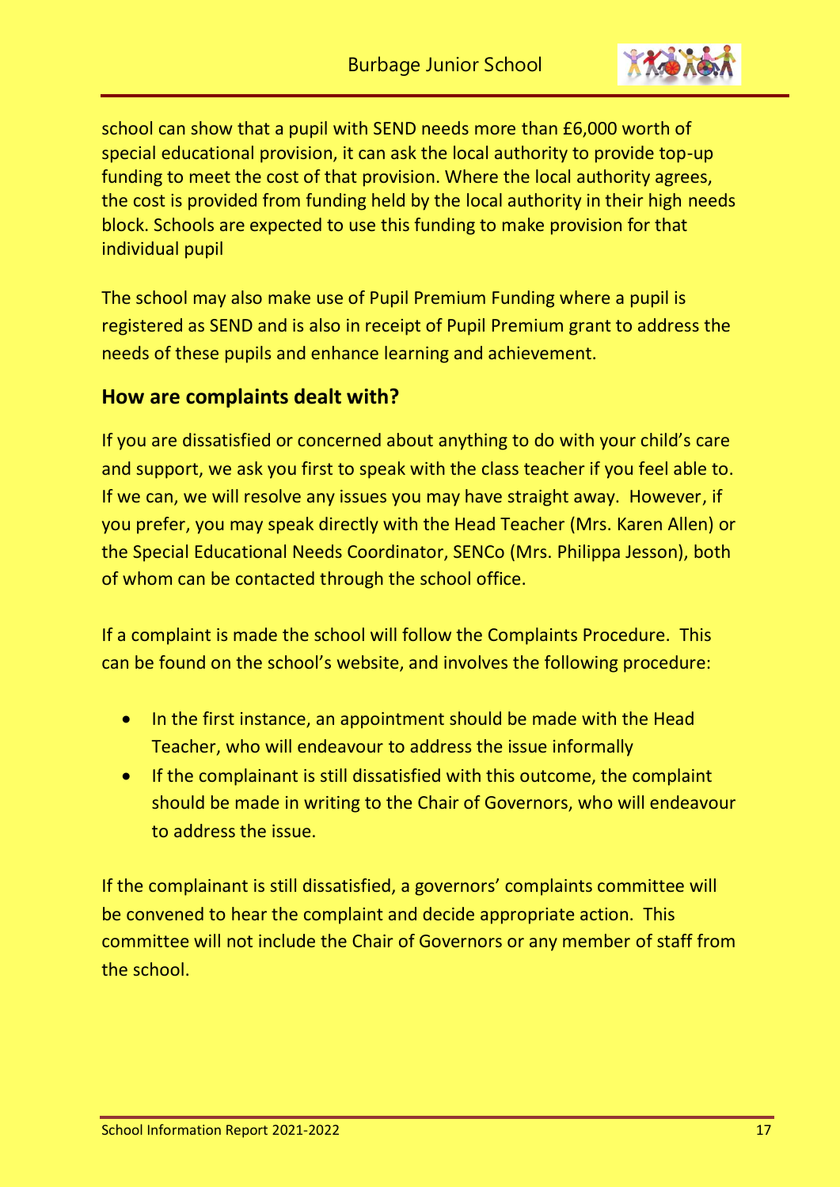school can show that a pupil with SEND needs more than £6,000 worth of special educational provision, it can ask the local authority to provide top-up funding to meet the cost of that provision. Where the local authority agrees, the cost is provided from funding held by the local authority in their high needs block. Schools are expected to use this funding to make provision for that individual pupil

The school may also make use of Pupil Premium Funding where a pupil is registered as SEND and is also in receipt of Pupil Premium grant to address the needs of these pupils and enhance learning and achievement.

## How are complaints dealt with?

If you are dissatisfied or concerned about anything to do with your child's care and support, we ask you first to speak with the class teacher if you feel able to. If we can, we will resolve any issues you may have straight away. However, if you prefer, you may speak directly with the Head Teacher (Mrs. Karen Allen) or the Special Educational Needs Coordinator, SENCo (Mrs. Philippa Jesson), both of whom can be contacted through the school office.

If a complaint is made the school will follow the Complaints Procedure. This can be found on the school's website, and involves the following procedure:

- In the first instance, an appointment should be made with the Head Teacher, who will endeavour to address the issue informally
- If the complainant is still dissatisfied with this outcome, the complaint should be made in writing to the Chair of Governors, who will endeavour to address the issue.

If the complainant is still dissatisfied, a governors' complaints committee will be convened to hear the complaint and decide appropriate action. This committee will not include the Chair of Governors or any member of staff from the school.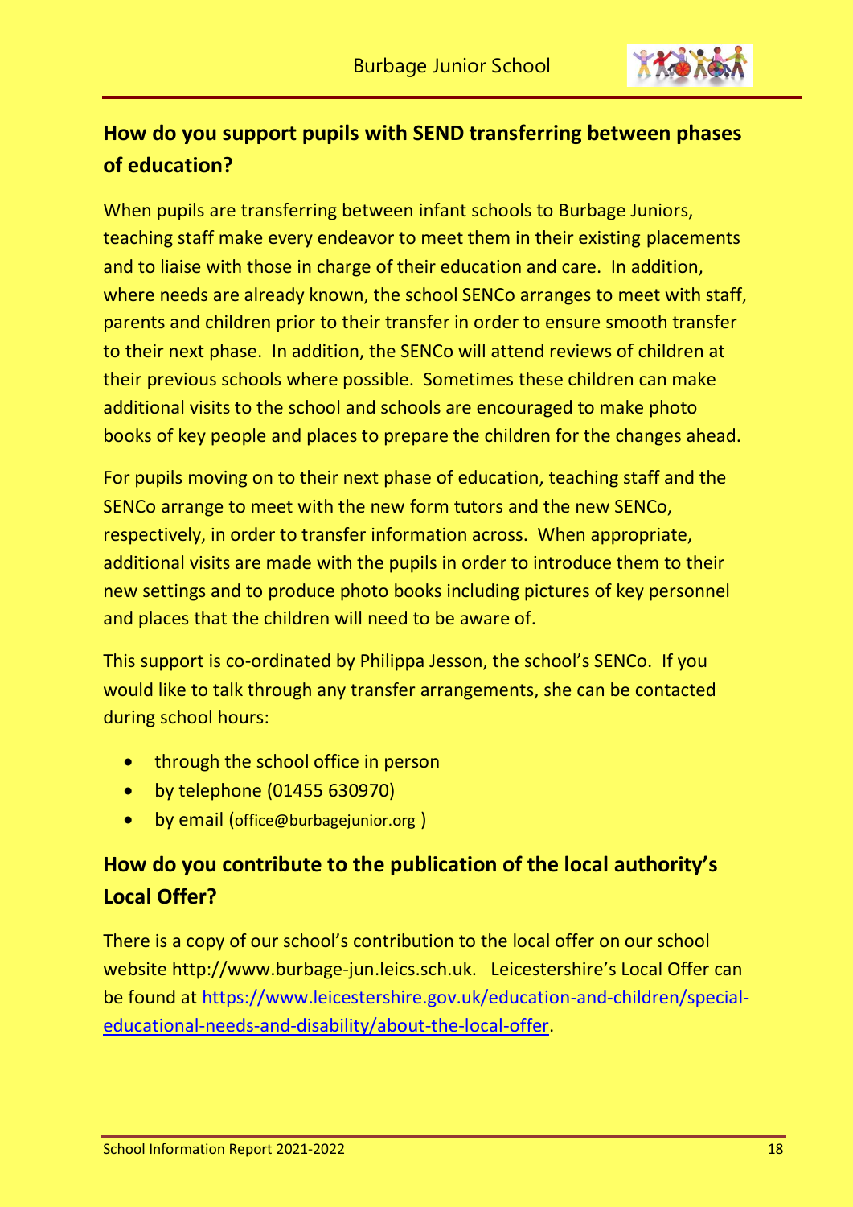## How do you support pupils with SEND transferring between phases of education?

When pupils are transferring between infant schools to Burbage Juniors, teaching staff make every endeavor to meet them in their existing placements and to liaise with those in charge of their education and care. In addition, where needs are already known, the school SENCo arranges to meet with staff, parents and children prior to their transfer in order to ensure smooth transfer to their next phase. In addition, the SENCo will attend reviews of children at their previous schools where possible. Sometimes these children can make additional visits to the school and schools are encouraged to make photo books of key people and places to prepare the children for the changes ahead.

For pupils moving on to their next phase of education, teaching staff and the SENCo arrange to meet with the new form tutors and the new SENCo, respectively, in order to transfer information across. When appropriate, additional visits are made with the pupils in order to introduce them to their new settings and to produce photo books including pictures of key personnel and places that the children will need to be aware of.

This support is co-ordinated by Philippa Jesson, the school's SENCo. If you would like to talk through any transfer arrangements, she can be contacted during school hours:

- through the school office in person
- by telephone (01455 630970)
- by email (office@burbagejunior.org )

## How do you contribute to the publication of the local authority's Local Offer?

There is a copy of our school's contribution to the local offer on our school website http://www.burbage-jun.leics.sch.uk. Leicestershire's Local Offer can be found at [https://www.leicestershire.gov.uk/education-and-children/special-educational-needs-and-disability/about-the-local-offer](https://www.leicestershire.gov.uk/education-and-children/special-educational-needs-and-disability/about-the-local-offer).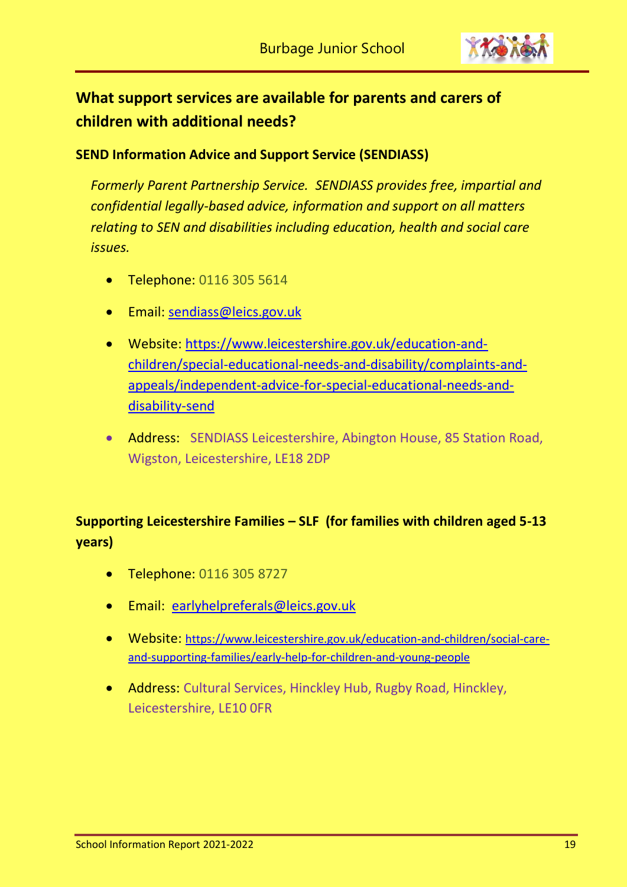## What support services are available for parents and carers of children with additional needs?

### SEND Information Advice and Support Service (SENDIASS)

*Formerly Parent Partnership Service. SENDIASS provides free, impartial and confidential legally-based advice, information and support on all matters relating to SEN and disabilities including education, health and social care issues.*

- Telephone: 0116 305 5614
- Email: sendiass@leics.gov.uk
- Website: https://www.leicestershire.gov.uk/education-and-children/special-educational-needs-and-disability/complaints-and-appeals/independent-advice-for-special-educational-needs-and-disability-send
- Address: SENDIASS Leicestershire, Abington House, 85 Station Road, Wigston, Leicestershire, LE18 2DP

### Supporting Leicestershire Families – SLF (for families with children aged 5-13 years)

- Telephone: 0116 305 8727
- Email: earlyhelpreferals@leics.gov.uk
- Website: https://www.leicestershire.gov.uk/education-and-children/social-care-and-supporting-families/early-help-for-children-and-young-people
- Address: Cultural Services, Hinckley Hub, Rugby Road, Hinckley, Leicestershire, LE10 0FR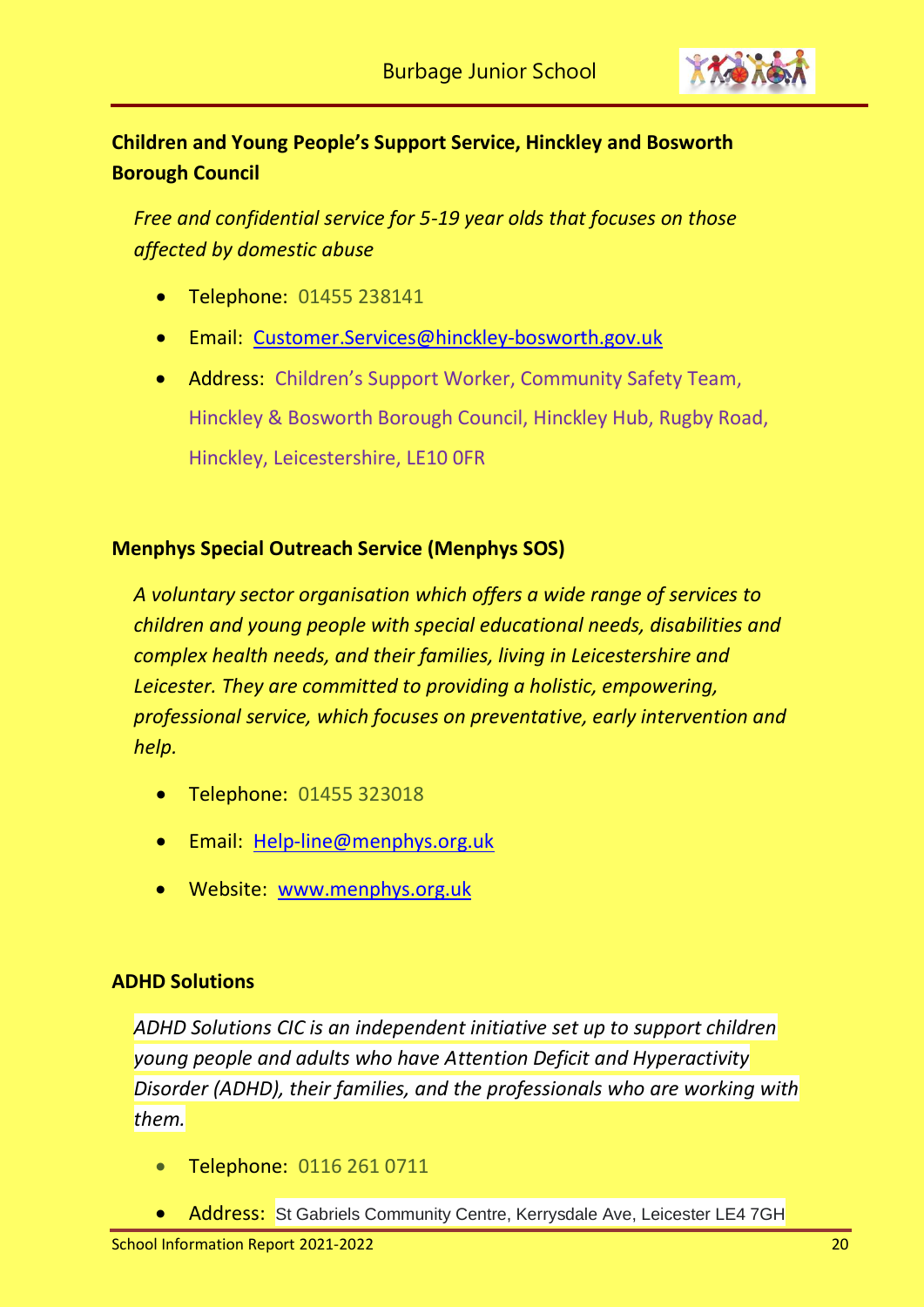**Children and Young People's Support Service, Hinckley and Bosworth Borough Council**

*Free and confidential service for 5-19 year olds that focuses on those affected by domestic abuse*

- Telephone: 01455 238141
- Email: Customer.Services@hinckley-bosworth.gov.uk
- Address: Children's Support Worker, Community Safety Team, Hinckley & Bosworth Borough Council, Hinckley Hub, Rugby Road, Hinckley, Leicestershire, LE10 0FR

**Menphys Special Outreach Service (Menphys SOS)**

*A voluntary sector organisation which offers a wide range of services to children and young people with special educational needs, disabilities and complex health needs, and their families, living in Leicestershire and Leicester. They are committed to providing a holistic, empowering, professional service, which focuses on preventative, early intervention and help.*

- Telephone: 01455 323018
- Email: Help-line@menphys.org.uk
- Website: www.menphys.org.uk

**ADHD Solutions**

*ADHD Solutions CIC is an independent initiative set up to support children young people and adults who have Attention Deficit and Hyperactivity Disorder (ADHD), their families, and the professionals who are working with them.*

- Telephone: 0116 261 0711
- Address: St Gabriels Community Centre, Kerrysdale Ave, Leicester LE4 7GH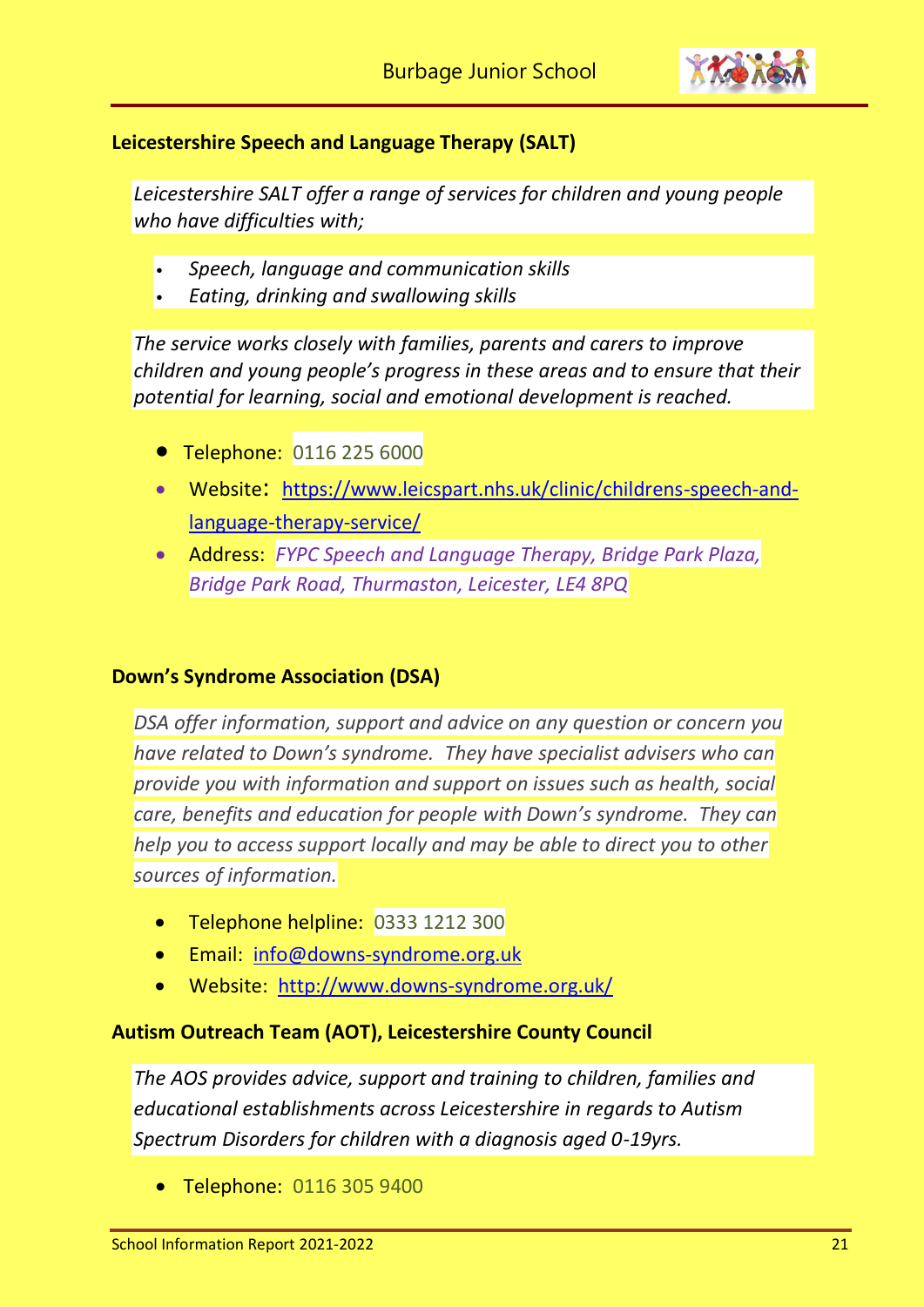**Leicestershire Speech and Language Therapy (SALT)**

*Leicestershire SALT offer a range of services for children and young people who have difficulties with;*

- *Speech, language and communication skills*
- *Eating, drinking and swallowing skills*

*The service works closely with families, parents and carers to improve children and young people's progress in these areas and to ensure that their potential for learning, social and emotional development is reached.*

- Telephone: 0116 225 6000
- Website: https://www.leicspart.nhs.uk/clinic/childrens-speech-and-language-therapy-service/
- Address: *FYPC Speech and Language Therapy, Bridge Park Plaza, Bridge Park Road, Thurmaston, Leicester, LE4 8PQ*

**Down's Syndrome Association (DSA)**

*DSA offer information, support and advice on any question or concern you have related to Down's syndrome. They have specialist advisers who can provide you with information and support on issues such as health, social care, benefits and education for people with Down's syndrome. They can help you to access support locally and may be able to direct you to other sources of information.*

- Telephone helpline: 0333 1212 300
- Email: info@downs-syndrome.org.uk
- Website: http://www.downs-syndrome.org.uk/

**Autism Outreach Team (AOT), Leicestershire County Council**

*The AOS provides advice, support and training to children, families and educational establishments across Leicestershire in regards to Autism Spectrum Disorders for children with a diagnosis aged 0-19yrs.*

- Telephone: 0116 305 9400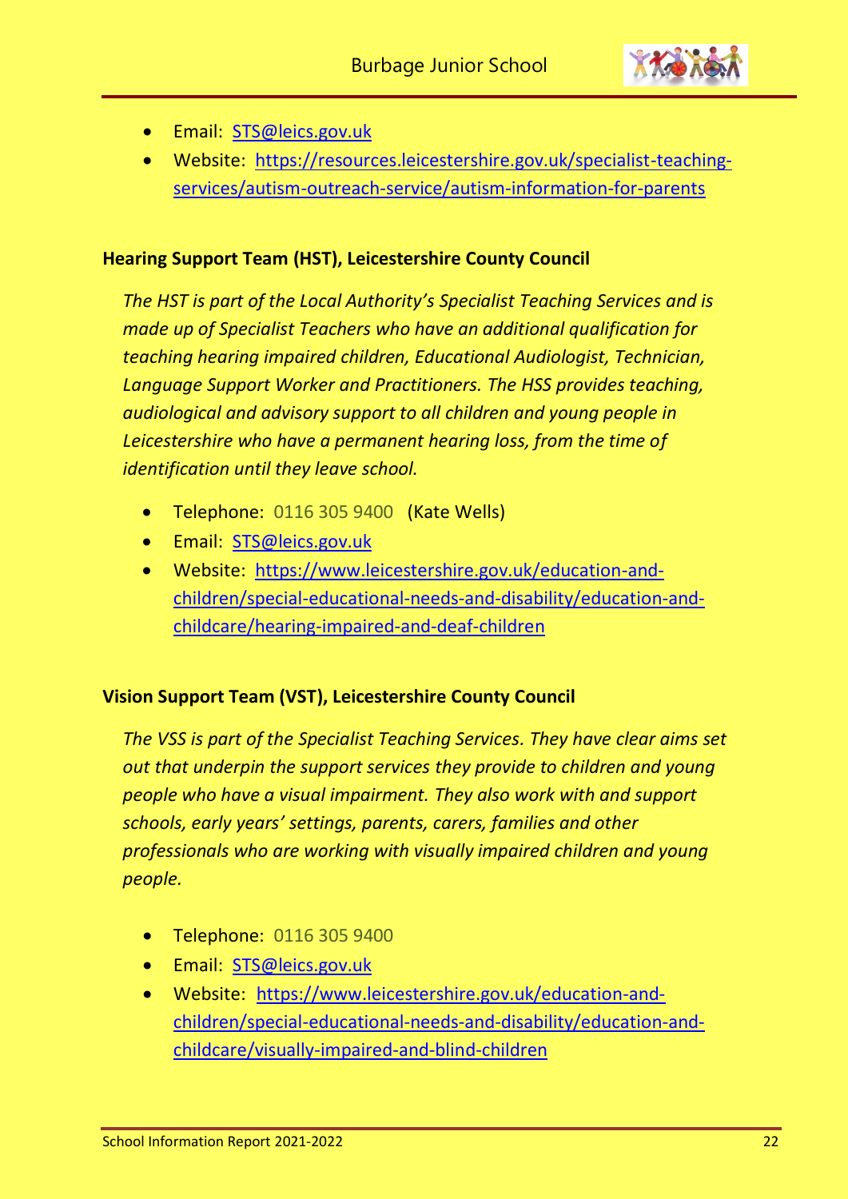- Email: [STS@leics.gov.uk](mailto:STS@leics.gov.uk)
- Website: [https://resources.leicestershire.gov.uk/specialist-teaching-services/autism-outreach-service/autism-information-for-parents](https://resources.leicestershire.gov.uk/specialist-teaching-services/autism-outreach-service/autism-information-for-parents)

**Hearing Support Team (HST), Leicestershire County Council**

*The HST is part of the Local Authority's Specialist Teaching Services and is made up of Specialist Teachers who have an additional qualification for teaching hearing impaired children, Educational Audiologist, Technician, Language Support Worker and Practitioners. The HSS provides teaching, audiological and advisory support to all children and young people in Leicestershire who have a permanent hearing loss, from the time of identification until they leave school.*

- Telephone: 0116 305 9400 (Kate Wells)
- Email: [STS@leics.gov.uk](mailto:STS@leics.gov.uk)
- Website: [https://www.leicestershire.gov.uk/education-and-children/special-educational-needs-and-disability/education-and-childcare/hearing-impaired-and-deaf-children](https://www.leicestershire.gov.uk/education-and-children/special-educational-needs-and-disability/education-and-childcare/hearing-impaired-and-deaf-children)

**Vision Support Team (VST), Leicestershire County Council**

*The VSS is part of the Specialist Teaching Services. They have clear aims set out that underpin the support services they provide to children and young people who have a visual impairment. They also work with and support schools, early years' settings, parents, carers, families and other professionals who are working with visually impaired children and young people.*

- Telephone: 0116 305 9400
- Email: [STS@leics.gov.uk](mailto:STS@leics.gov.uk)
- Website: [https://www.leicestershire.gov.uk/education-and-children/special-educational-needs-and-disability/education-and-childcare/visually-impaired-and-blind-children](https://www.leicestershire.gov.uk/education-and-children/special-educational-needs-and-disability/education-and-childcare/visually-impaired-and-blind-children)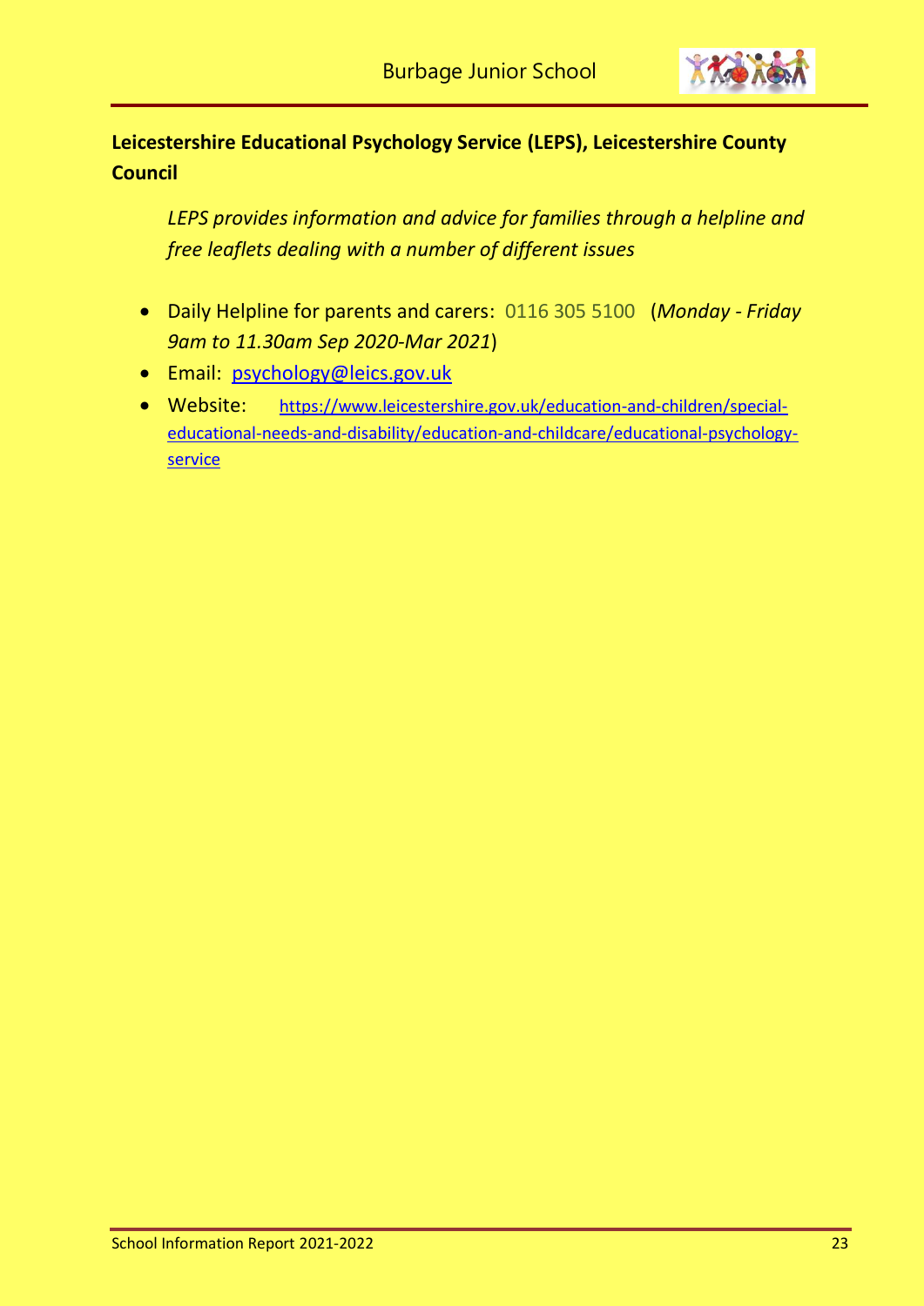**Leicestershire Educational Psychology Service (LEPS), Leicestershire County Council**

*LEPS provides information and advice for families through a helpline and free leaflets dealing with a number of different issues*

- Daily Helpline for parents and carers: 0116 305 5100 (*Monday - Friday 9am to 11.30am Sep 2020-Mar 2021*)
- Email: psychology@leics.gov.uk
- Website: https://www.leicestershire.gov.uk/education-and-children/special-educational-needs-and-disability/education-and-childcare/educational-psychology-service